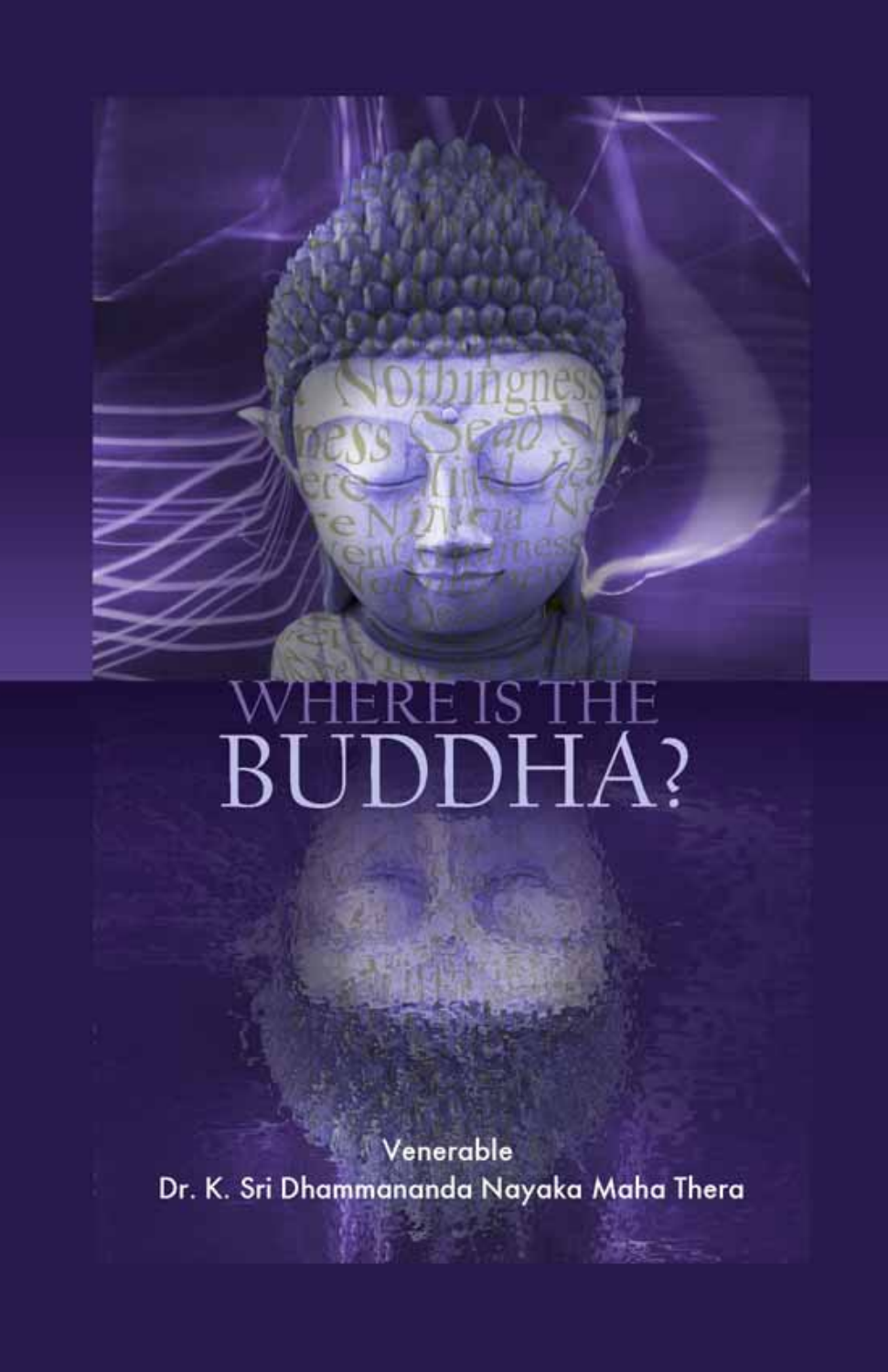# WHERE IS THE BUDDHA?

Venerable
Dr. K. Sri Dhammananda Nayaka Maha Thera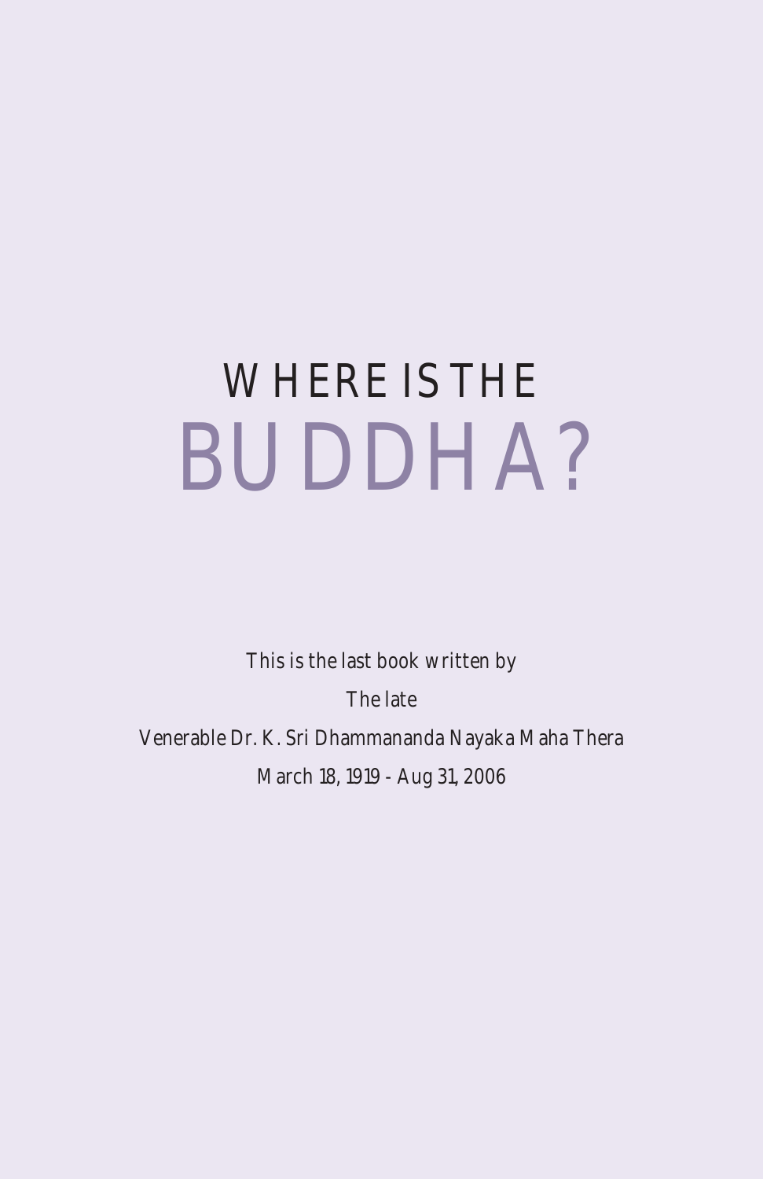# WHERE IS THE BUDDHA?

This is the last book written by

The late

Venerable Dr. K. Sri Dhammananda Nayaka Maha Thera

March 18, 1919 - Aug 31, 2006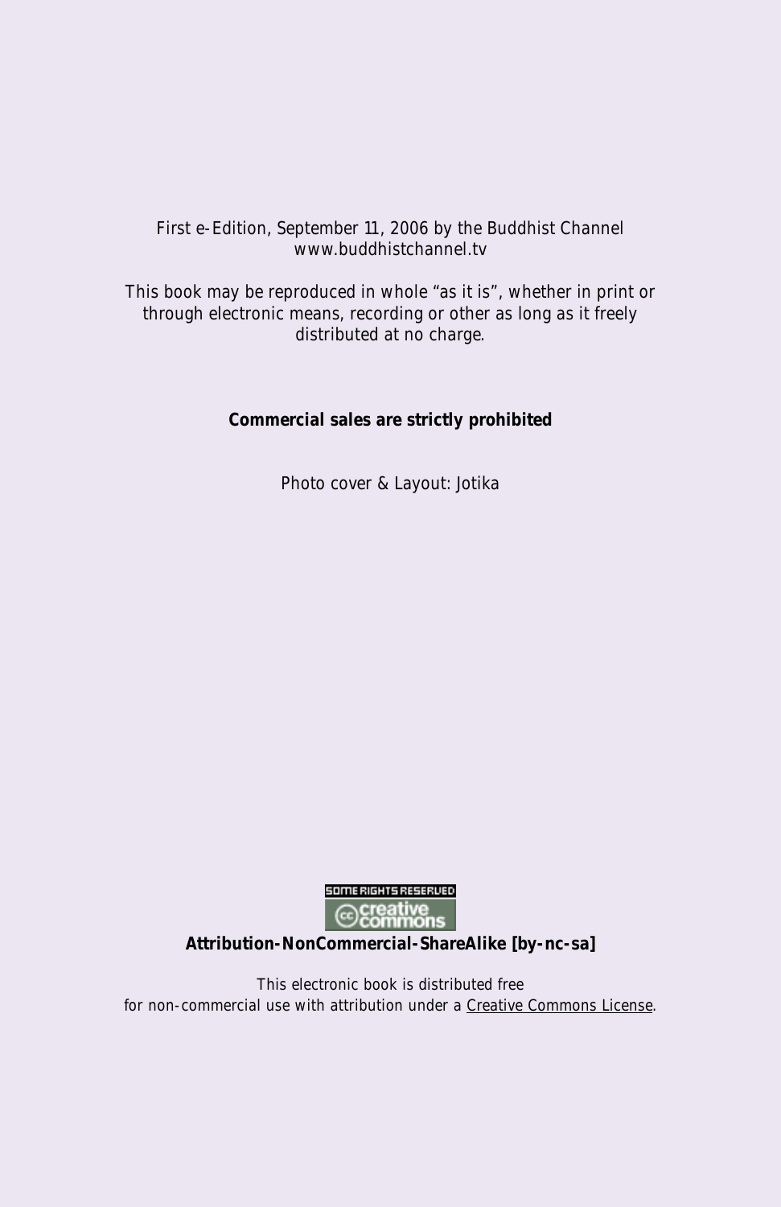First e-Edition, September 11, 2006 by the Buddhist Channel
www.buddhistchannel.tv

This book may be reproduced in whole "as it is", whether in print or through electronic means, recording or other as long as it freely distributed at no charge.

**Commercial sales are strictly prohibited**

Photo cover & Layout: Jotika

SOME RIGHTS RESERVED
creative commons

**Attribution-NonCommercial-ShareAlike [by-nc-sa]**

This electronic book is distributed free
for non-commercial use with attribution under a Creative Commons License.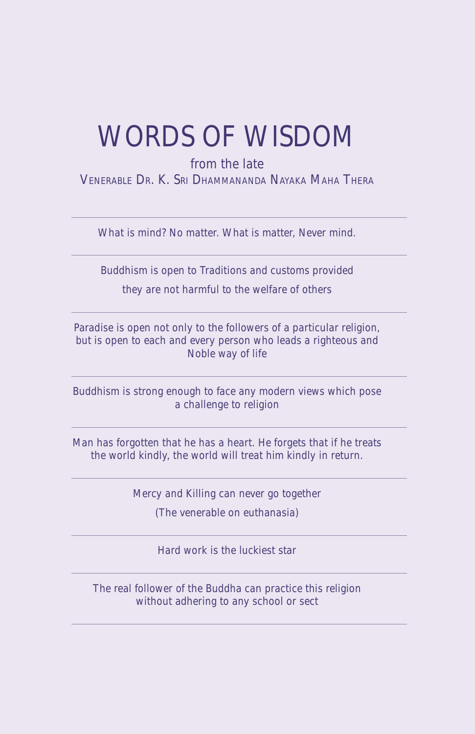# WORDS OF WISDOM

from the late
VENERABLE DR. K. SRI DHAMMANANDA NAYAKA MAHA THERA

---

What is mind? No matter. What is matter, Never mind.

---

Buddhism is open to Traditions and customs provided they are not harmful to the welfare of others

---

Paradise is open not only to the followers of a particular religion, but is open to each and every person who leads a righteous and Noble way of life

---

Buddhism is strong enough to face any modern views which pose a challenge to religion

---

Man has forgotten that he has a heart. He forgets that if he treats the world kindly, the world will treat him kindly in return.

---

Mercy and Killing can never go together

(The venerable on euthanasia)

---

Hard work is the luckiest star

---

The real follower of the Buddha can practice this religion without adhering to any school or sect

---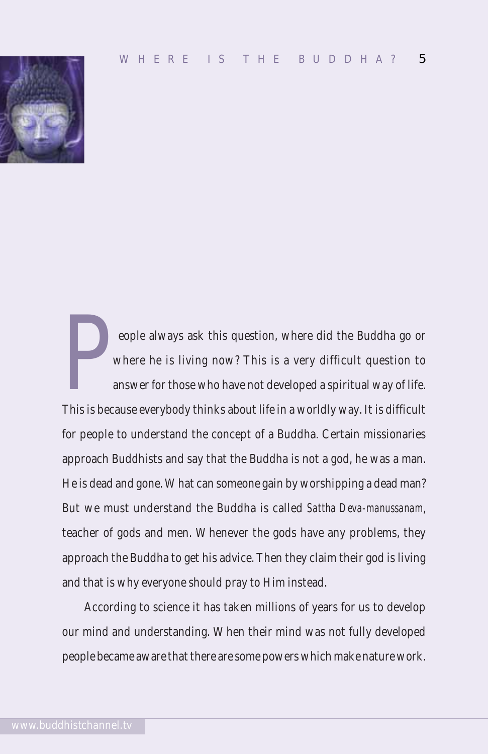People always ask this question, where did the Buddha go or where he is living now? This is a very difficult question to answer for those who have not developed a spiritual way of life. This is because everybody thinks about life in a worldly way. It is difficult for people to understand the concept of a Buddha. Certain missionaries approach Buddhists and say that the Buddha is not a god, he was a man. He is dead and gone. What can someone gain by worshipping a dead man? But we must understand the Buddha is called *Sattha Deva-manussanam*, teacher of gods and men. Whenever the gods have any problems, they approach the Buddha to get his advice. Then they claim their god is living and that is why everyone should pray to Him instead.

According to science it has taken millions of years for us to develop our mind and understanding. When their mind was not fully developed people became aware that there are some powers which make nature work.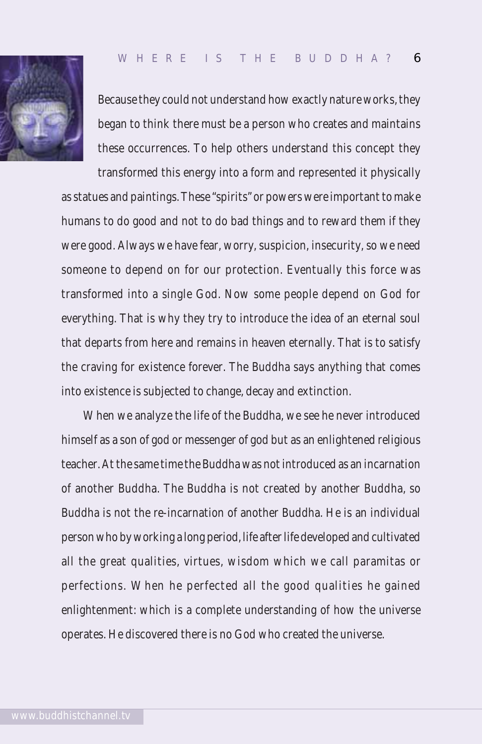Because they could not understand how exactly nature works, they began to think there must be a person who creates and maintains these occurrences. To help others understand this concept they transformed this energy into a form and represented it physically as statues and paintings. These "spirits" or powers were important to make humans to do good and not to do bad things and to reward them if they were good. Always we have fear, worry, suspicion, insecurity, so we need someone to depend on for our protection. Eventually this force was transformed into a single God. Now some people depend on God for everything. That is why they try to introduce the idea of an eternal soul that departs from here and remains in heaven eternally. That is to satisfy the craving for existence forever. The Buddha says anything that comes into existence is subjected to change, decay and extinction.

When we analyze the life of the Buddha, we see he never introduced himself as a son of god or messenger of god but as an enlightened religious teacher. At the same time the Buddha was not introduced as an incarnation of another Buddha. The Buddha is not created by another Buddha, so Buddha is not the re-incarnation of another Buddha. He is an individual person who by working a long period, life after life developed and cultivated all the great qualities, virtues, wisdom which we call paramitas or perfections. When he perfected all the good qualities he gained enlightenment: which is a complete understanding of how the universe operates. He discovered there is no God who created the universe.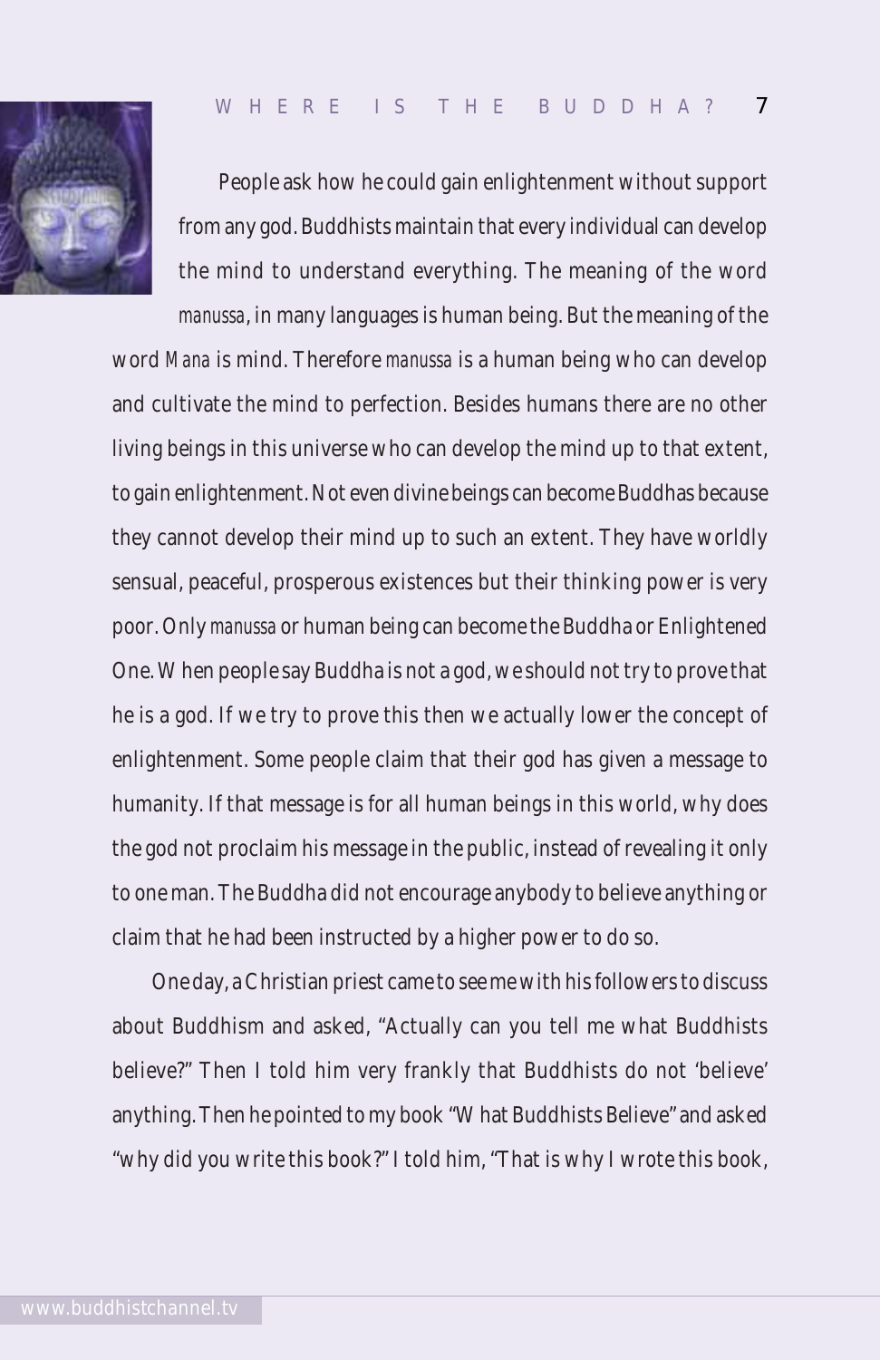People ask how he could gain enlightenment without support from any god. Buddhists maintain that every individual can develop the mind to understand everything. The meaning of the word *manussa*, in many languages is human being. But the meaning of the word *Mana* is mind. Therefore *manussa* is a human being who can develop and cultivate the mind to perfection. Besides humans there are no other living beings in this universe who can develop the mind up to that extent, to gain enlightenment. Not even divine beings can become Buddhas because they cannot develop their mind up to such an extent. They have worldly sensual, peaceful, prosperous existences but their thinking power is very poor. Only *manussa* or human being can become the Buddha or Enlightened One. When people say Buddha is not a god, we should not try to prove that he is a god. If we try to prove this then we actually lower the concept of enlightenment. Some people claim that their god has given a message to humanity. If that message is for all human beings in this world, why does the god not proclaim his message in the public, instead of revealing it only to one man. The Buddha did not encourage anybody to believe anything or claim that he had been instructed by a higher power to do so.

One day, a Christian priest came to see me with his followers to discuss about Buddhism and asked, "Actually can you tell me what Buddhists believe?" Then I told him very frankly that Buddhists do not 'believe' anything. Then he pointed to my book "What Buddhists Believe" and asked "why did you write this book?" I told him, "That is why I wrote this book,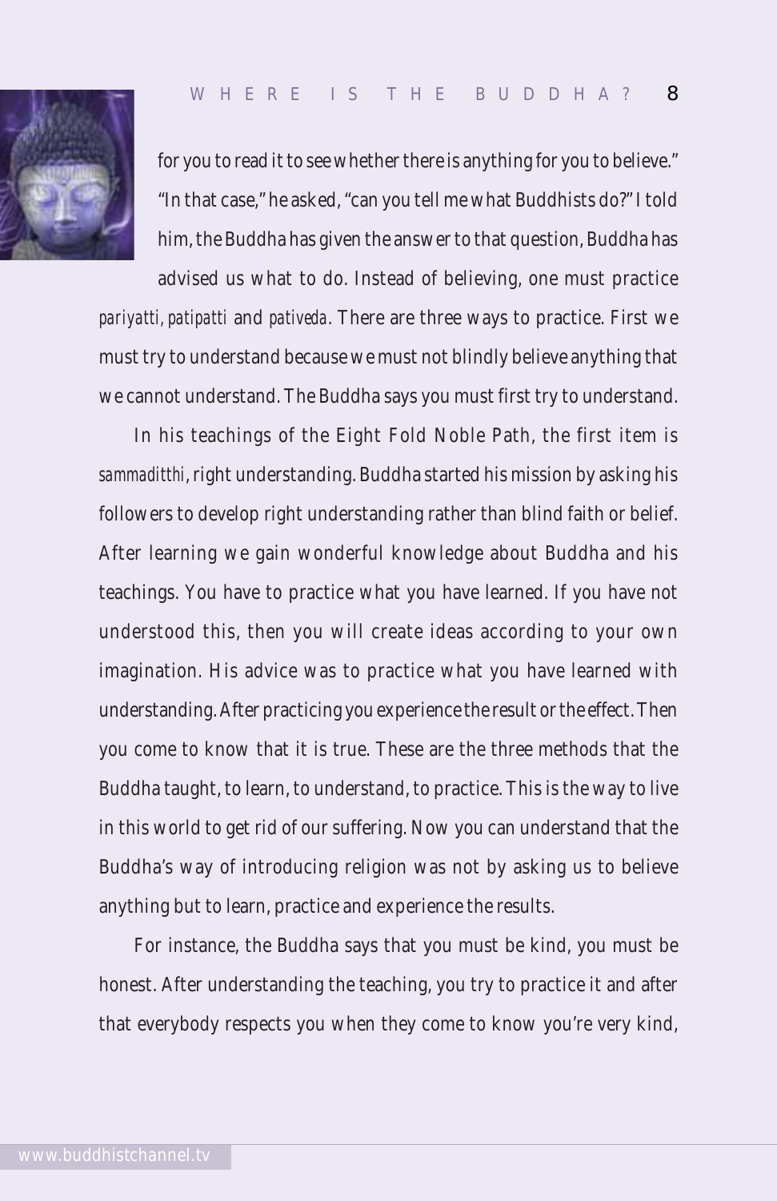for you to read it to see whether there is anything for you to believe." "In that case," he asked, "can you tell me what Buddhists do?" I told him, the Buddha has given the answer to that question, Buddha has advised us what to do. Instead of believing, one must practice *pariyatti, patipatti* and *pativeda*. There are three ways to practice. First we must try to understand because we must not blindly believe anything that we cannot understand. The Buddha says you must first try to understand.

In his teachings of the Eight Fold Noble Path, the first item is *sammaditthi*, right understanding. Buddha started his mission by asking his followers to develop right understanding rather than blind faith or belief. After learning we gain wonderful knowledge about Buddha and his teachings. You have to practice what you have learned. If you have not understood this, then you will create ideas according to your own imagination. His advice was to practice what you have learned with understanding. After practicing you experience the result or the effect. Then you come to know that it is true. These are the three methods that the Buddha taught, to learn, to understand, to practice. This is the way to live in this world to get rid of our suffering. Now you can understand that the Buddha's way of introducing religion was not by asking us to believe anything but to learn, practice and experience the results.

For instance, the Buddha says that you must be kind, you must be honest. After understanding the teaching, you try to practice it and after that everybody respects you when they come to know you're very kind,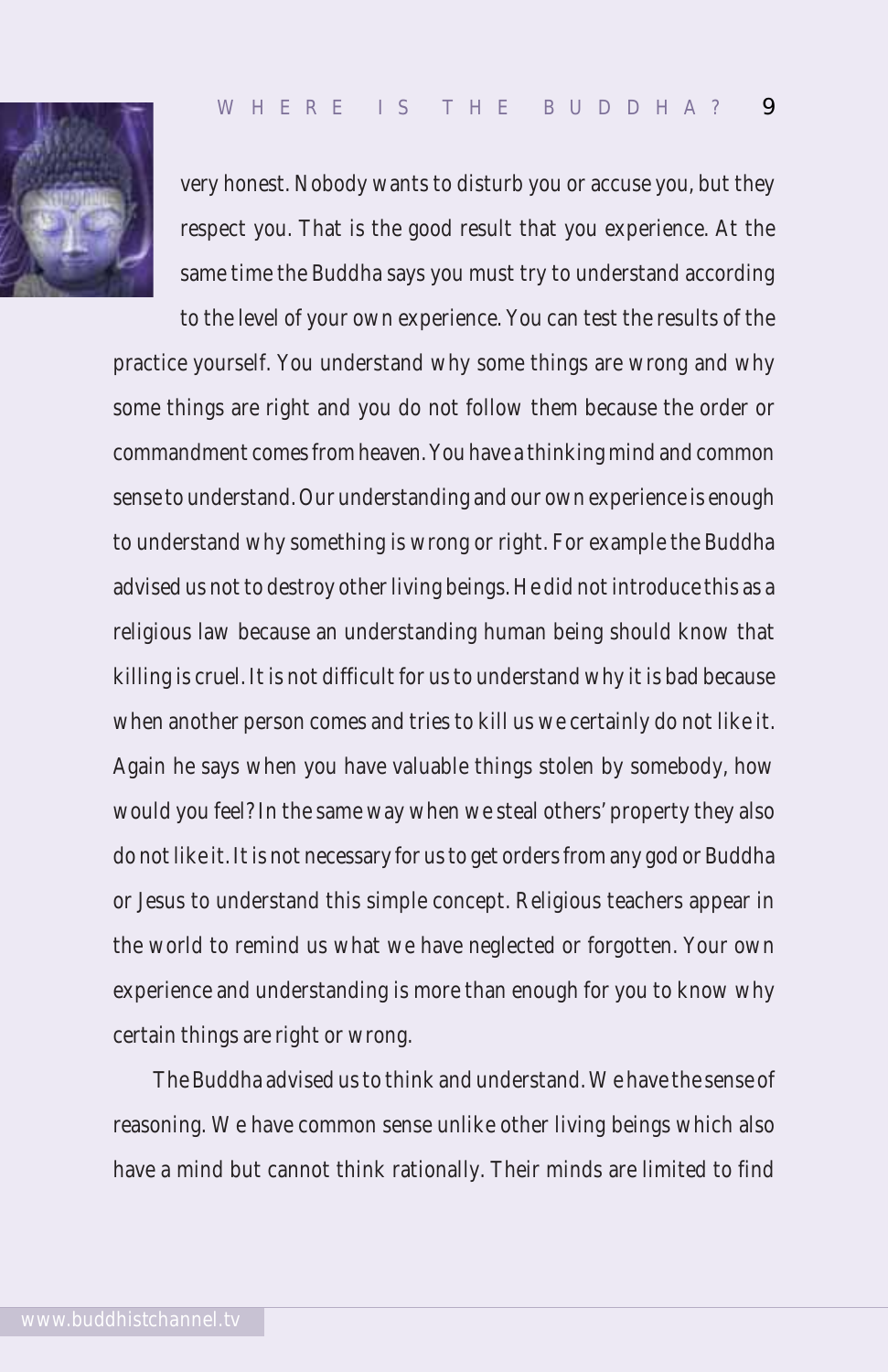very honest. Nobody wants to disturb you or accuse you, but they respect you. That is the good result that you experience. At the same time the Buddha says you must try to understand according to the level of your own experience. You can test the results of the practice yourself. You understand why some things are wrong and why some things are right and you do not follow them because the order or commandment comes from heaven. You have a thinking mind and common sense to understand. Our understanding and our own experience is enough to understand why something is wrong or right. For example the Buddha advised us not to destroy other living beings. He did not introduce this as a religious law because an understanding human being should know that killing is cruel. It is not difficult for us to understand why it is bad because when another person comes and tries to kill us we certainly do not like it. Again he says when you have valuable things stolen by somebody, how would you feel? In the same way when we steal others' property they also do not like it. It is not necessary for us to get orders from any god or Buddha or Jesus to understand this simple concept. Religious teachers appear in the world to remind us what we have neglected or forgotten. Your own experience and understanding is more than enough for you to know why certain things are right or wrong.

The Buddha advised us to think and understand. We have the sense of reasoning. We have common sense unlike other living beings which also have a mind but cannot think rationally. Their minds are limited to find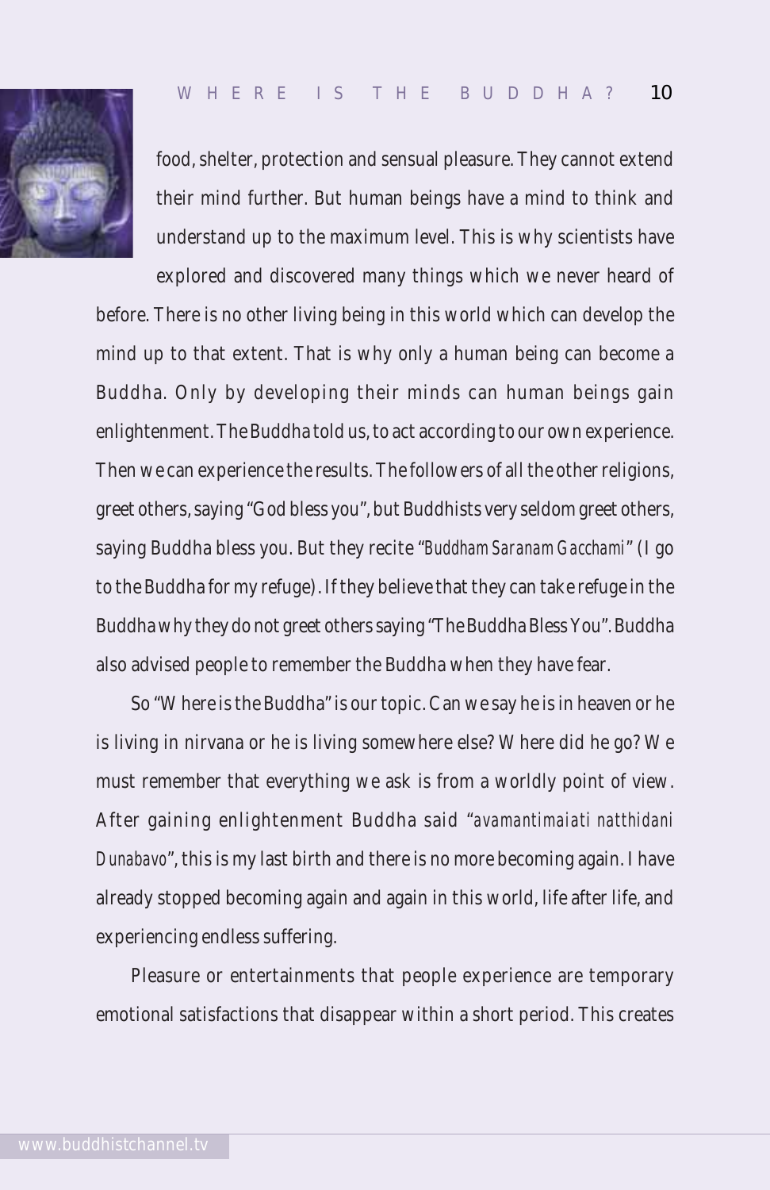food, shelter, protection and sensual pleasure. They cannot extend their mind further. But human beings have a mind to think and understand up to the maximum level. This is why scientists have explored and discovered many things which we never heard of before. There is no other living being in this world which can develop the mind up to that extent. That is why only a human being can become a Buddha. Only by developing their minds can human beings gain enlightenment. The Buddha told us, to act according to our own experience. Then we can experience the results. The followers of all the other religions, greet others, saying "God bless you", but Buddhists very seldom greet others, saying Buddha bless you. But they recite "*Buddham Saranam Gacchami*" (I go to the Buddha for my refuge). If they believe that they can take refuge in the Buddha why they do not greet others saying "The Buddha Bless You". Buddha also advised people to remember the Buddha when they have fear.

So "Where is the Buddha" is our topic. Can we say he is in heaven or he is living in nirvana or he is living somewhere else? Where did he go? We must remember that everything we ask is from a worldly point of view. After gaining enlightenment Buddha said "*avamantimaiati natthidani Dunabavo*", this is my last birth and there is no more becoming again. I have already stopped becoming again and again in this world, life after life, and experiencing endless suffering.

Pleasure or entertainments that people experience are temporary emotional satisfactions that disappear within a short period. This creates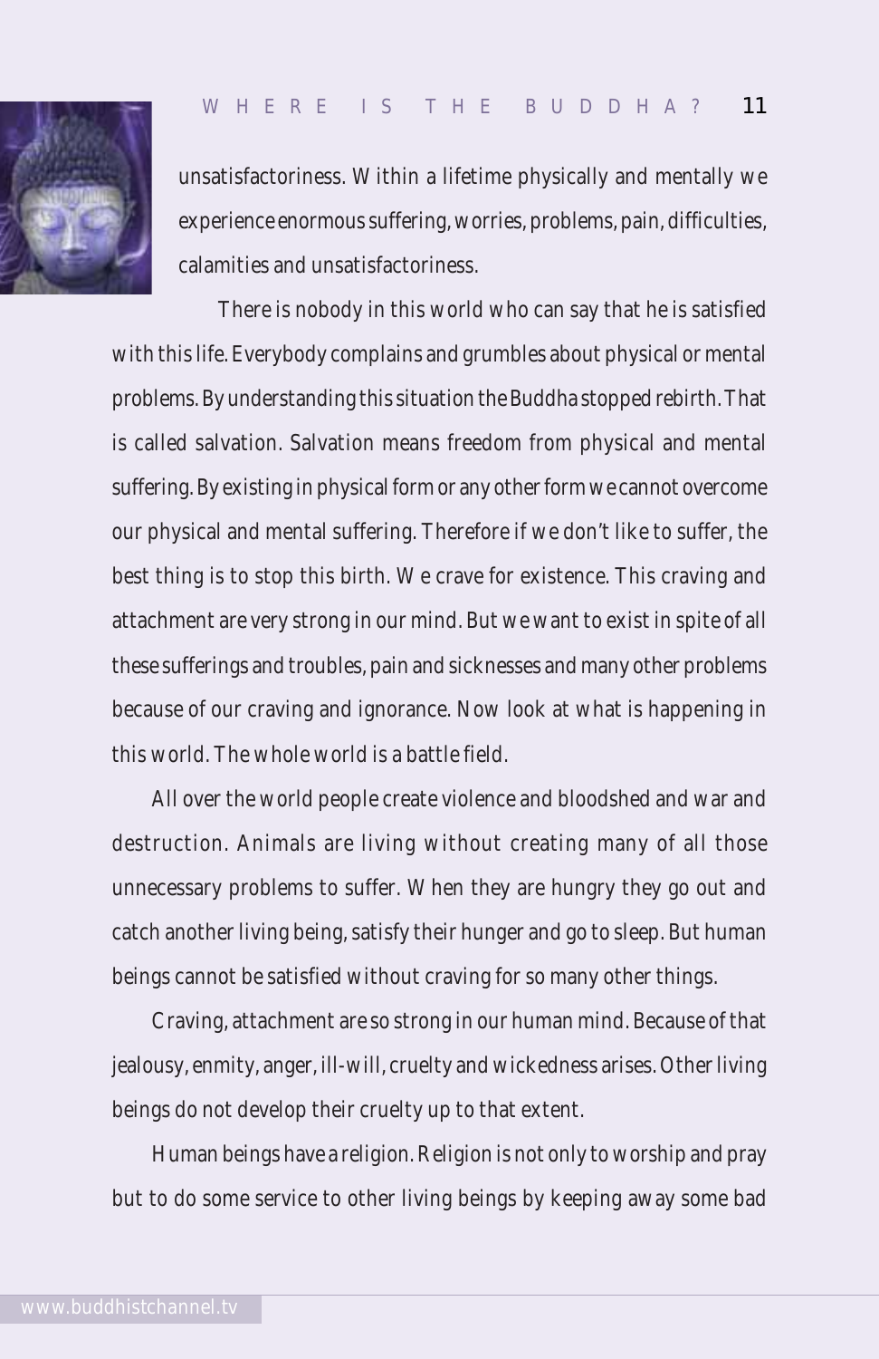unsatisfactoriness. Within a lifetime physically and mentally we experience enormous suffering, worries, problems, pain, difficulties, calamities and unsatisfactoriness.

There is nobody in this world who can say that he is satisfied with this life. Everybody complains and grumbles about physical or mental problems. By understanding this situation the Buddha stopped rebirth. That is called salvation. Salvation means freedom from physical and mental suffering. By existing in physical form or any other form we cannot overcome our physical and mental suffering. Therefore if we don't like to suffer, the best thing is to stop this birth. We crave for existence. This craving and attachment are very strong in our mind. But we want to exist in spite of all these sufferings and troubles, pain and sicknesses and many other problems because of our craving and ignorance. Now look at what is happening in this world. The whole world is a battle field.

All over the world people create violence and bloodshed and war and destruction. Animals are living without creating many of all those unnecessary problems to suffer. When they are hungry they go out and catch another living being, satisfy their hunger and go to sleep. But human beings cannot be satisfied without craving for so many other things.

Craving, attachment are so strong in our human mind. Because of that jealousy, enmity, anger, ill-will, cruelty and wickedness arises. Other living beings do not develop their cruelty up to that extent.

Human beings have a religion. Religion is not only to worship and pray but to do some service to other living beings by keeping away some bad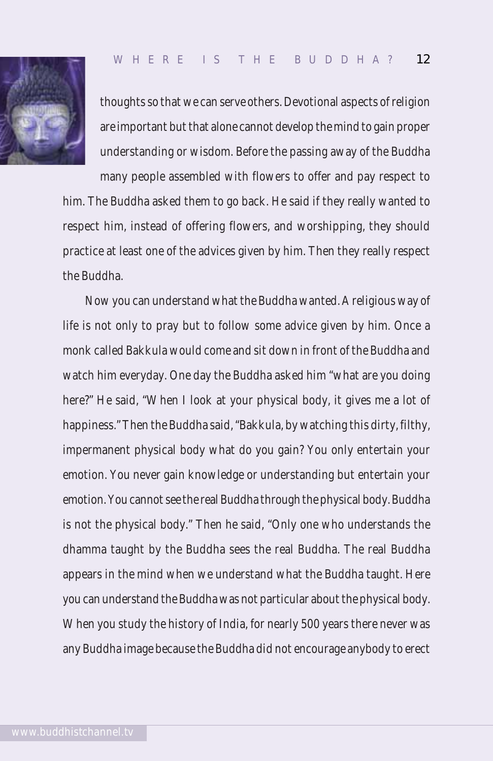thoughts so that we can serve others. Devotional aspects of religion are important but that alone cannot develop the mind to gain proper understanding or wisdom. Before the passing away of the Buddha many people assembled with flowers to offer and pay respect to him. The Buddha asked them to go back. He said if they really wanted to respect him, instead of offering flowers, and worshipping, they should practice at least one of the advices given by him. Then they really respect the Buddha.

Now you can understand what the Buddha wanted. A religious way of life is not only to pray but to follow some advice given by him. Once a monk called Bakkula would come and sit down in front of the Buddha and watch him everyday. One day the Buddha asked him "what are you doing here?" He said, "When I look at your physical body, it gives me a lot of happiness." Then the Buddha said, "Bakkula, by watching this dirty, filthy, impermanent physical body what do you gain? You only entertain your emotion. You never gain knowledge or understanding but entertain your emotion. You cannot see the real Buddha through the physical body. Buddha is not the physical body." Then he said, "Only one who understands the dhamma taught by the Buddha sees the real Buddha. The real Buddha appears in the mind when we understand what the Buddha taught. Here you can understand the Buddha was not particular about the physical body. When you study the history of India, for nearly 500 years there never was any Buddha image because the Buddha did not encourage anybody to erect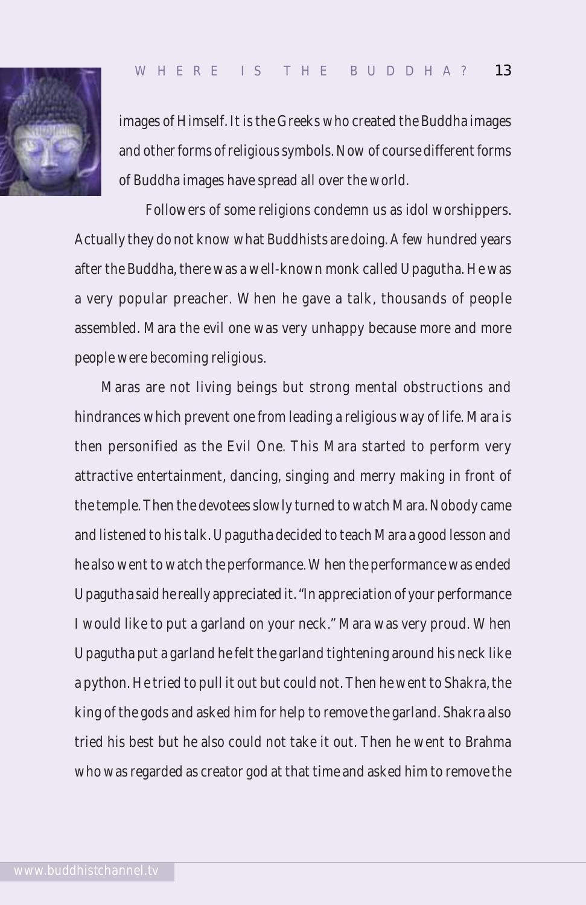images of Himself. It is the Greeks who created the Buddha images and other forms of religious symbols. Now of course different forms of Buddha images have spread all over the world.

Followers of some religions condemn us as idol worshippers. Actually they do not know what Buddhists are doing. A few hundred years after the Buddha, there was a well-known monk called Upagutha. He was a very popular preacher. When he gave a talk, thousands of people assembled. Mara the evil one was very unhappy because more and more people were becoming religious.

Maras are not living beings but strong mental obstructions and hindrances which prevent one from leading a religious way of life. Mara is then personified as the Evil One. This Mara started to perform very attractive entertainment, dancing, singing and merry making in front of the temple. Then the devotees slowly turned to watch Mara. Nobody came and listened to his talk. Upagutha decided to teach Mara a good lesson and he also went to watch the performance. When the performance was ended Upagutha said he really appreciated it. "In appreciation of your performance I would like to put a garland on your neck." Mara was very proud. When Upagutha put a garland he felt the garland tightening around his neck like a python. He tried to pull it out but could not. Then he went to Shakra, the king of the gods and asked him for help to remove the garland. Shakra also tried his best but he also could not take it out. Then he went to Brahma who was regarded as creator god at that time and asked him to remove the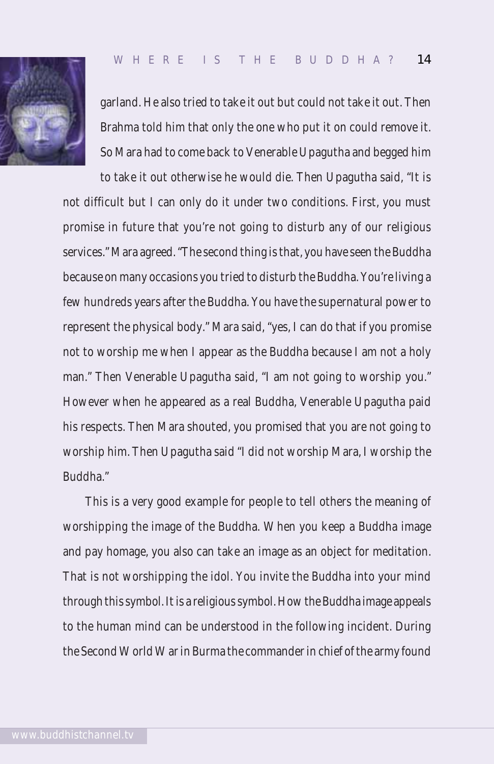garland. He also tried to take it out but could not take it out. Then Brahma told him that only the one who put it on could remove it. So Mara had to come back to Venerable Upagutha and begged him to take it out otherwise he would die. Then Upagutha said, "It is not difficult but I can only do it under two conditions. First, you must promise in future that you're not going to disturb any of our religious services." Mara agreed. "The second thing is that, you have seen the Buddha because on many occasions you tried to disturb the Buddha. You're living a few hundreds years after the Buddha. You have the supernatural power to represent the physical body." Mara said, "yes, I can do that if you promise not to worship me when I appear as the Buddha because I am not a holy man." Then Venerable Upagutha said, "I am not going to worship you." However when he appeared as a real Buddha, Venerable Upagutha paid his respects. Then Mara shouted, you promised that you are not going to worship him. Then Upagutha said "I did not worship Mara, I worship the Buddha."

This is a very good example for people to tell others the meaning of worshipping the image of the Buddha. When you keep a Buddha image and pay homage, you also can take an image as an object for meditation. That is not worshipping the idol. You invite the Buddha into your mind through this symbol. It is a religious symbol. How the Buddha image appeals to the human mind can be understood in the following incident. During the Second World War in Burma the commander in chief of the army found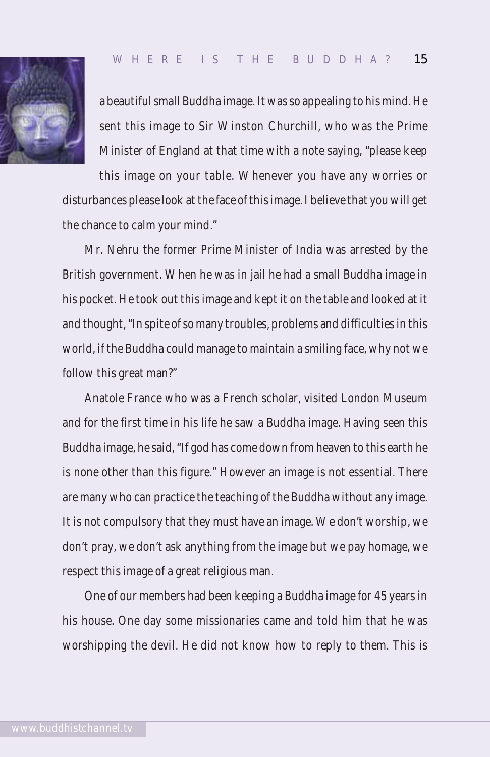a beautiful small Buddha image. It was so appealing to his mind. He sent this image to Sir Winston Churchill, who was the Prime Minister of England at that time with a note saying, "please keep this image on your table. Whenever you have any worries or disturbances please look at the face of this image. I believe that you will get the chance to calm your mind."

Mr. Nehru the former Prime Minister of India was arrested by the British government. When he was in jail he had a small Buddha image in his pocket. He took out this image and kept it on the table and looked at it and thought, "In spite of so many troubles, problems and difficulties in this world, if the Buddha could manage to maintain a smiling face, why not we follow this great man?"

Anatole France who was a French scholar, visited London Museum and for the first time in his life he saw a Buddha image. Having seen this Buddha image, he said, "If god has come down from heaven to this earth he is none other than this figure." However an image is not essential. There are many who can practice the teaching of the Buddha without any image. It is not compulsory that they must have an image. We don't worship, we don't pray, we don't ask anything from the image but we pay homage, we respect this image of a great religious man.

One of our members had been keeping a Buddha image for 45 years in his house. One day some missionaries came and told him that he was worshipping the devil. He did not know how to reply to them. This is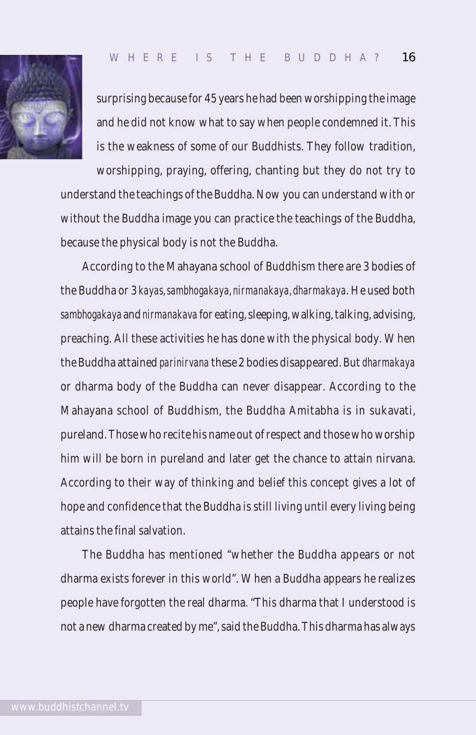surprising because for 45 years he had been worshipping the image and he did not know what to say when people condemned it. This is the weakness of some of our Buddhists. They follow tradition, worshipping, praying, offering, chanting but they do not try to understand the teachings of the Buddha. Now you can understand with or without the Buddha image you can practice the teachings of the Buddha, because the physical body is not the Buddha.

According to the Mahayana school of Buddhism there are 3 bodies of the Buddha or 3 *kayas, sambhogakaya, nirmanakaya, dharmakaya*. He used both *sambhogakaya* and *nirmanakava* for eating, sleeping, walking, talking, advising, preaching. All these activities he has done with the physical body. When the Buddha attained *parinirvana* these 2 bodies disappeared. But *dharmakaya* or dharma body of the Buddha can never disappear. According to the Mahayana school of Buddhism, the Buddha Amitabha is in sukavati, pureland. Those who recite his name out of respect and those who worship him will be born in pureland and later get the chance to attain nirvana. According to their way of thinking and belief this concept gives a lot of hope and confidence that the Buddha is still living until every living being attains the final salvation.

The Buddha has mentioned "whether the Buddha appears or not dharma exists forever in this world". When a Buddha appears he realizes people have forgotten the real dharma. "This dharma that I understood is not a new dharma created by me", said the Buddha. This dharma has always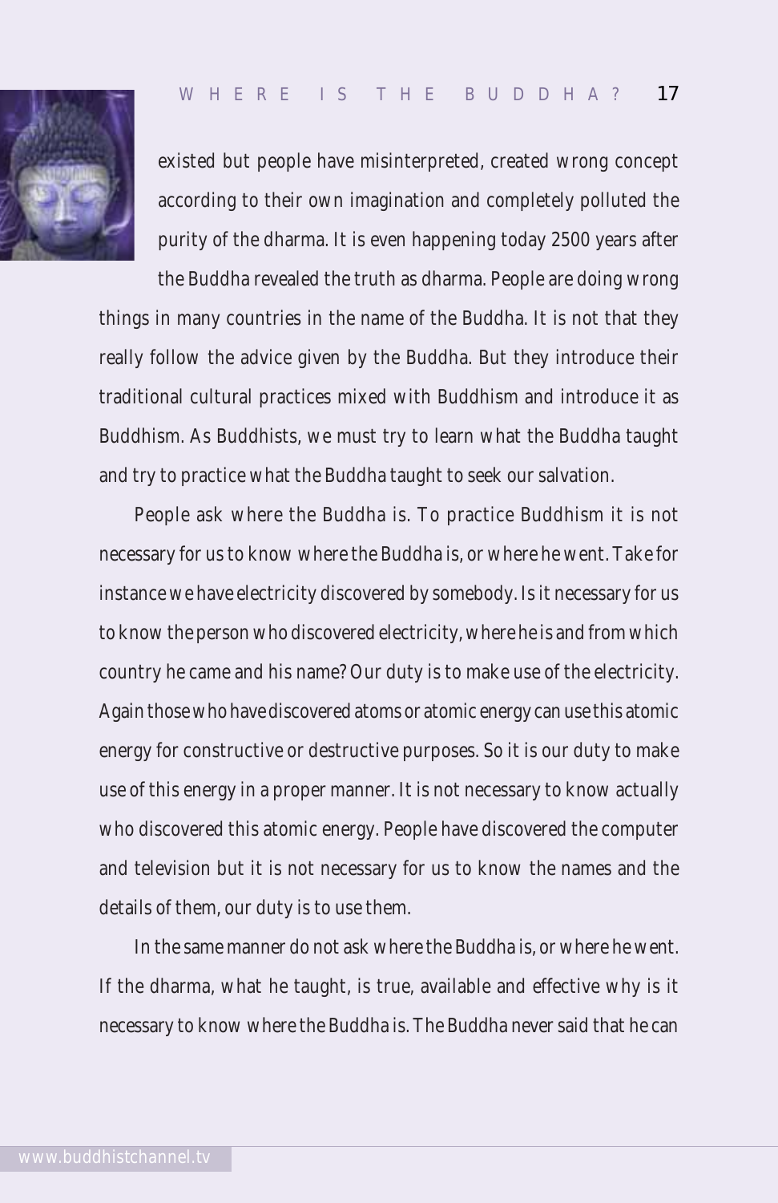existed but people have misinterpreted, created wrong concept according to their own imagination and completely polluted the purity of the dharma. It is even happening today 2500 years after the Buddha revealed the truth as dharma. People are doing wrong things in many countries in the name of the Buddha. It is not that they really follow the advice given by the Buddha. But they introduce their traditional cultural practices mixed with Buddhism and introduce it as Buddhism. As Buddhists, we must try to learn what the Buddha taught and try to practice what the Buddha taught to seek our salvation.

People ask where the Buddha is. To practice Buddhism it is not necessary for us to know where the Buddha is, or where he went. Take for instance we have electricity discovered by somebody. Is it necessary for us to know the person who discovered electricity, where he is and from which country he came and his name? Our duty is to make use of the electricity. Again those who have discovered atoms or atomic energy can use this atomic energy for constructive or destructive purposes. So it is our duty to make use of this energy in a proper manner. It is not necessary to know actually who discovered this atomic energy. People have discovered the computer and television but it is not necessary for us to know the names and the details of them, our duty is to use them.

In the same manner do not ask where the Buddha is, or where he went. If the dharma, what he taught, is true, available and effective why is it necessary to know where the Buddha is. The Buddha never said that he can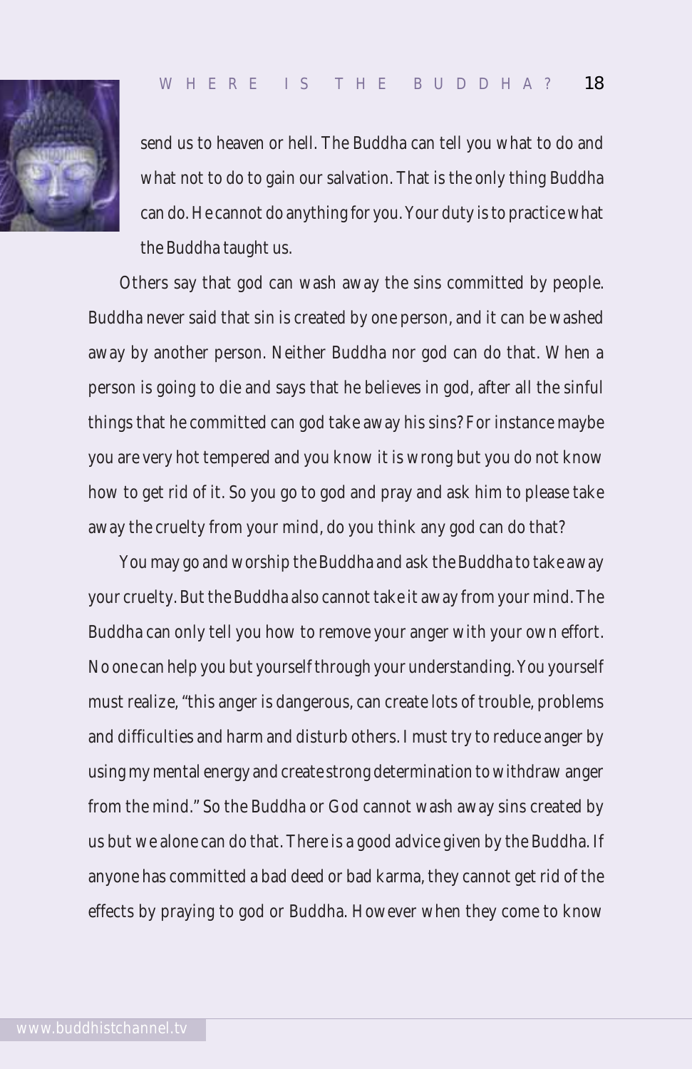send us to heaven or hell. The Buddha can tell you what to do and what not to do to gain our salvation. That is the only thing Buddha can do. He cannot do anything for you. Your duty is to practice what the Buddha taught us.

Others say that god can wash away the sins committed by people. Buddha never said that sin is created by one person, and it can be washed away by another person. Neither Buddha nor god can do that. When a person is going to die and says that he believes in god, after all the sinful things that he committed can god take away his sins? For instance maybe you are very hot tempered and you know it is wrong but you do not know how to get rid of it. So you go to god and pray and ask him to please take away the cruelty from your mind, do you think any god can do that?

You may go and worship the Buddha and ask the Buddha to take away your cruelty. But the Buddha also cannot take it away from your mind. The Buddha can only tell you how to remove your anger with your own effort. No one can help you but yourself through your understanding. You yourself must realize, "this anger is dangerous, can create lots of trouble, problems and difficulties and harm and disturb others. I must try to reduce anger by using my mental energy and create strong determination to withdraw anger from the mind." So the Buddha or God cannot wash away sins created by us but we alone can do that. There is a good advice given by the Buddha. If anyone has committed a bad deed or bad karma, they cannot get rid of the effects by praying to god or Buddha. However when they come to know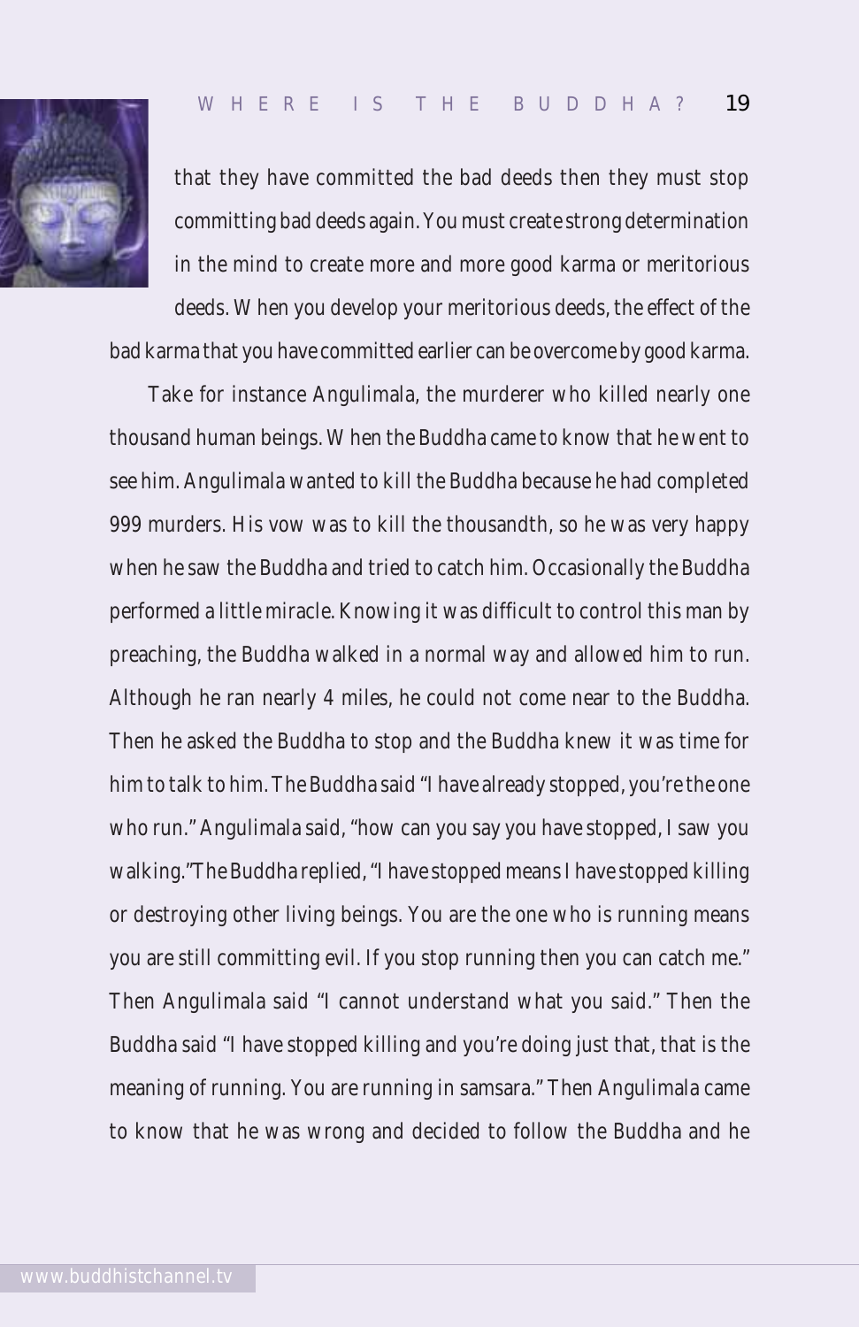that they have committed the bad deeds then they must stop committing bad deeds again. You must create strong determination in the mind to create more and more good karma or meritorious deeds. When you develop your meritorious deeds, the effect of the bad karma that you have committed earlier can be overcome by good karma.

Take for instance Angulimala, the murderer who killed nearly one thousand human beings. When the Buddha came to know that he went to see him. Angulimala wanted to kill the Buddha because he had completed 999 murders. His vow was to kill the thousandth, so he was very happy when he saw the Buddha and tried to catch him. Occasionally the Buddha performed a little miracle. Knowing it was difficult to control this man by preaching, the Buddha walked in a normal way and allowed him to run. Although he ran nearly 4 miles, he could not come near to the Buddha. Then he asked the Buddha to stop and the Buddha knew it was time for him to talk to him. The Buddha said "I have already stopped, you're the one who run." Angulimala said, "how can you say you have stopped, I saw you walking."The Buddha replied, "I have stopped means I have stopped killing or destroying other living beings. You are the one who is running means you are still committing evil. If you stop running then you can catch me." Then Angulimala said "I cannot understand what you said." Then the Buddha said "I have stopped killing and you're doing just that, that is the meaning of running. You are running in samsara." Then Angulimala came to know that he was wrong and decided to follow the Buddha and he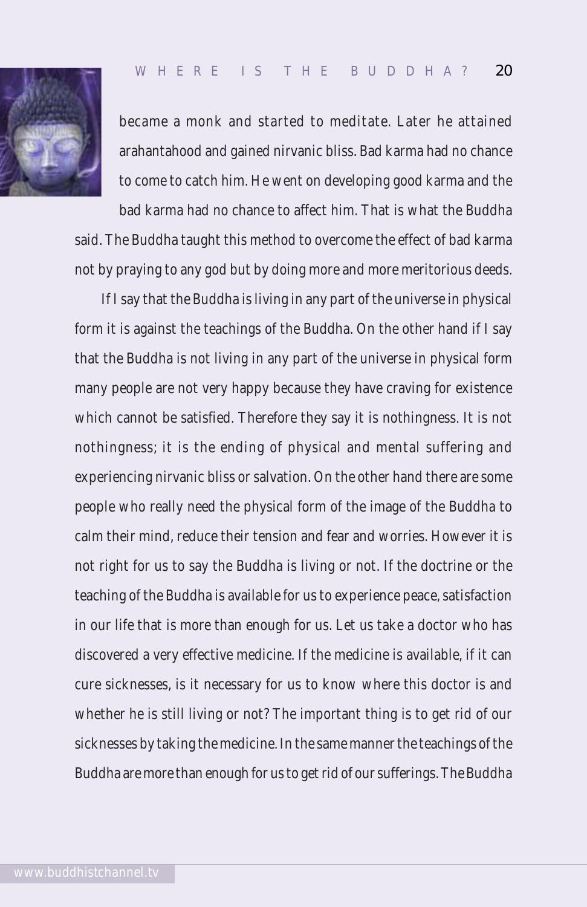became a monk and started to meditate. Later he attained arahantahood and gained nirvanic bliss. Bad karma had no chance to come to catch him. He went on developing good karma and the bad karma had no chance to affect him. That is what the Buddha said. The Buddha taught this method to overcome the effect of bad karma not by praying to any god but by doing more and more meritorious deeds.

If I say that the Buddha is living in any part of the universe in physical form it is against the teachings of the Buddha. On the other hand if I say that the Buddha is not living in any part of the universe in physical form many people are not very happy because they have craving for existence which cannot be satisfied. Therefore they say it is nothingness. It is not nothingness; it is the ending of physical and mental suffering and experiencing nirvanic bliss or salvation. On the other hand there are some people who really need the physical form of the image of the Buddha to calm their mind, reduce their tension and fear and worries. However it is not right for us to say the Buddha is living or not. If the doctrine or the teaching of the Buddha is available for us to experience peace, satisfaction in our life that is more than enough for us. Let us take a doctor who has discovered a very effective medicine. If the medicine is available, if it can cure sicknesses, is it necessary for us to know where this doctor is and whether he is still living or not? The important thing is to get rid of our sicknesses by taking the medicine. In the same manner the teachings of the Buddha are more than enough for us to get rid of our sufferings. The Buddha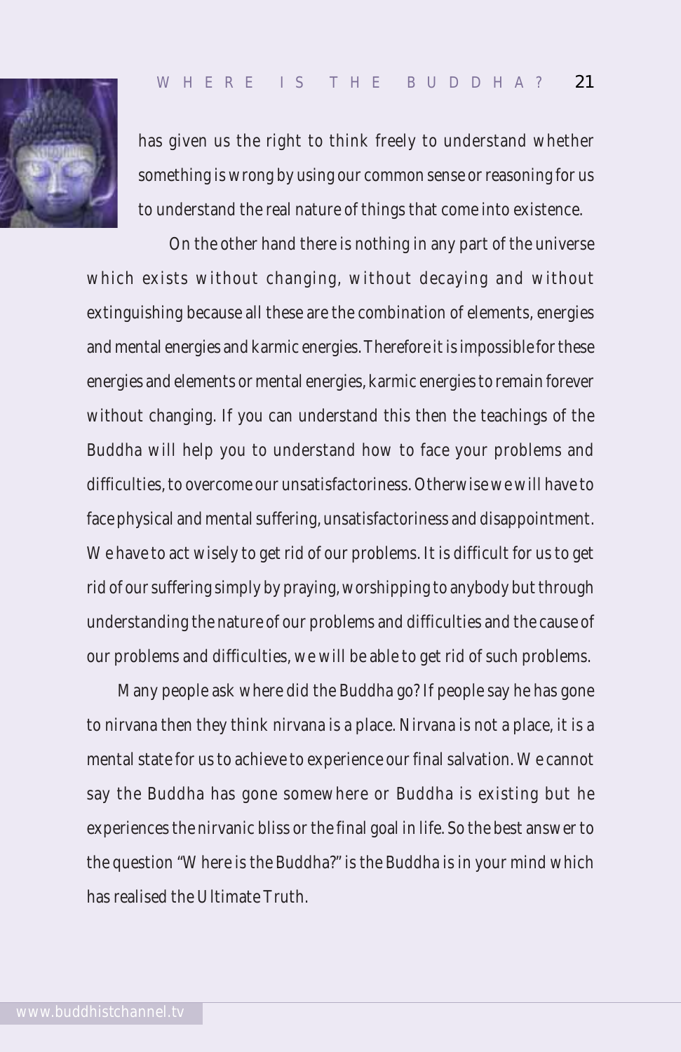has given us the right to think freely to understand whether something is wrong by using our common sense or reasoning for us to understand the real nature of things that come into existence.

On the other hand there is nothing in any part of the universe which exists without changing, without decaying and without extinguishing because all these are the combination of elements, energies and mental energies and karmic energies. Therefore it is impossible for these energies and elements or mental energies, karmic energies to remain forever without changing. If you can understand this then the teachings of the Buddha will help you to understand how to face your problems and difficulties, to overcome our unsatisfactoriness. Otherwise we will have to face physical and mental suffering, unsatisfactoriness and disappointment. We have to act wisely to get rid of our problems. It is difficult for us to get rid of our suffering simply by praying, worshipping to anybody but through understanding the nature of our problems and difficulties and the cause of our problems and difficulties, we will be able to get rid of such problems.

Many people ask where did the Buddha go? If people say he has gone to nirvana then they think nirvana is a place. Nirvana is not a place, it is a mental state for us to achieve to experience our final salvation. We cannot say the Buddha has gone somewhere or Buddha is existing but he experiences the nirvanic bliss or the final goal in life. So the best answer to the question "Where is the Buddha?" is the Buddha is in your mind which has realised the Ultimate Truth.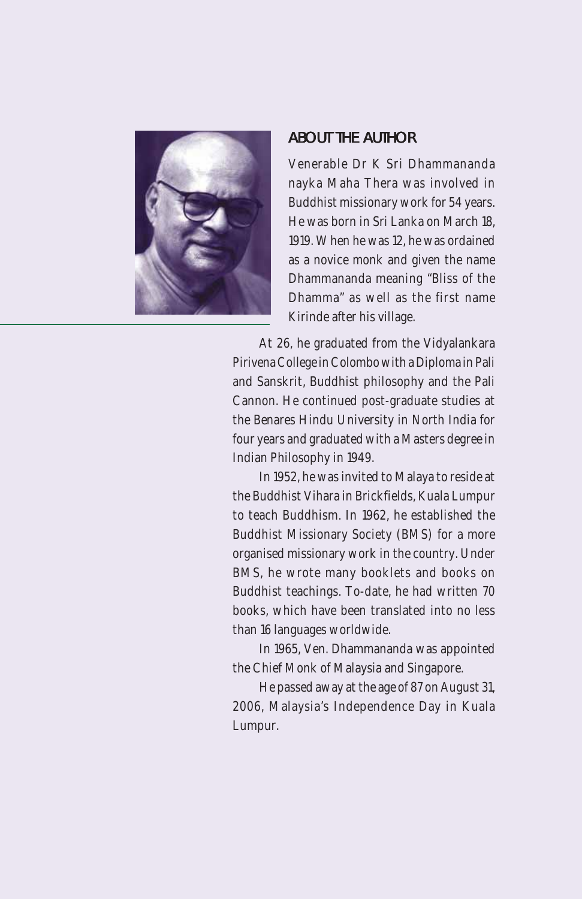## ABOUT THE AUTHOR

Venerable Dr K Sri Dhammananda nayka Maha Thera was involved in Buddhist missionary work for 54 years. He was born in Sri Lanka on March 18, 1919. When he was 12, he was ordained as a novice monk and given the name Dhammananda meaning "Bliss of the Dhamma" as well as the first name Kirinde after his village.

At 26, he graduated from the Vidyalankara Pirivena College in Colombo with a Diploma in Pali and Sanskrit, Buddhist philosophy and the Pali Cannon. He continued post-graduate studies at the Benares Hindu University in North India for four years and graduated with a Masters degree in Indian Philosophy in 1949.

In 1952, he was invited to Malaya to reside at the Buddhist Vihara in Brickfields, Kuala Lumpur to teach Buddhism. In 1962, he established the Buddhist Missionary Society (BMS) for a more organised missionary work in the country. Under BMS, he wrote many booklets and books on Buddhist teachings. To-date, he had written 70 books, which have been translated into no less than 16 languages worldwide.

In 1965, Ven. Dhammananda was appointed the Chief Monk of Malaysia and Singapore.

He passed away at the age of 87 on August 31, 2006, Malaysia's Independence Day in Kuala Lumpur.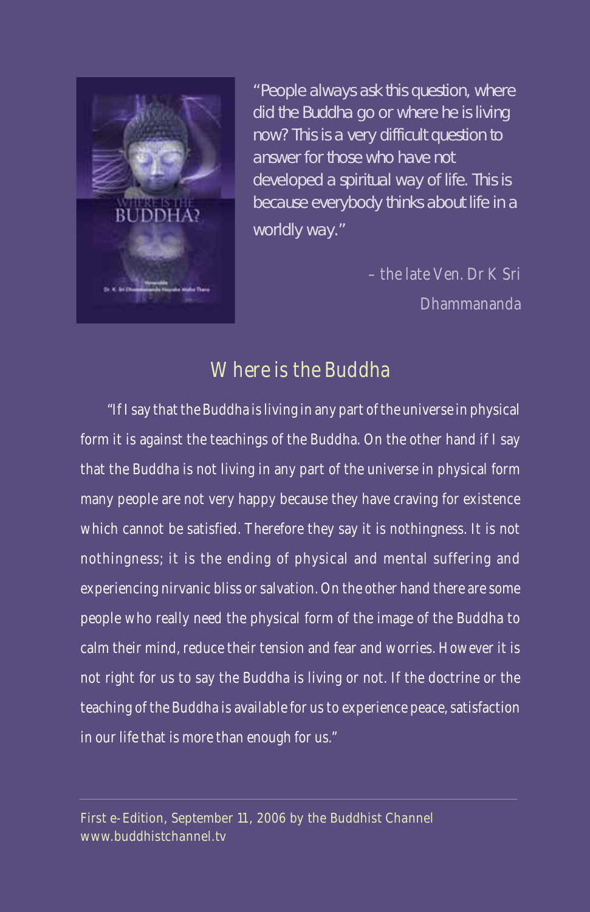"People always ask this question, where did the Buddha go or where he is living now? This is a very difficult question to answer for those who have not developed a spiritual way of life. This is because everybody thinks about life in a worldly way."

*– the late Ven. Dr K Sri Dhammananda*

## Where is the Buddha

"If I say that the Buddha is living in any part of the universe in physical form it is against the teachings of the Buddha. On the other hand if I say that the Buddha is not living in any part of the universe in physical form many people are not very happy because they have craving for existence which cannot be satisfied. Therefore they say it is nothingness. It is not nothingness; it is the ending of physical and mental suffering and experiencing nirvanic bliss or salvation. On the other hand there are some people who really need the physical form of the image of the Buddha to calm their mind, reduce their tension and fear and worries. However it is not right for us to say the Buddha is living or not. If the doctrine or the teaching of the Buddha is available for us to experience peace, satisfaction in our life that is more than enough for us."

---

First e-Edition, September 11, 2006 by the Buddhist Channel
www.buddhistchannel.tv